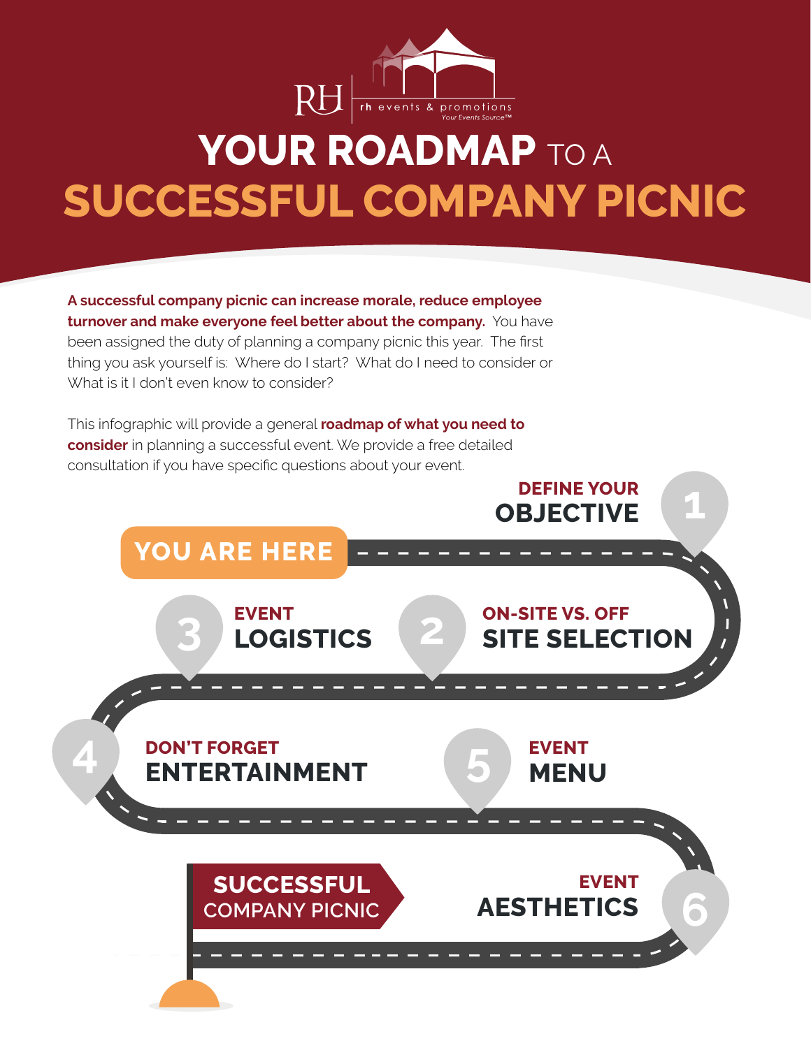rh events & promotions
*Your Events Source™*

# YOUR ROADMAP TO A SUCCESSFUL COMPANY PICNIC

**A successful company picnic can increase morale, reduce employee turnover and make everyone feel better about the company.** You have been assigned the duty of planning a company picnic this year. The first thing you ask yourself is: Where do I start? What do I need to consider or What is it I don't even know to consider?

This infographic will provide a general **roadmap of what you need to consider** in planning a successful event. We provide a free detailed consultation if you have specific questions about your event.

**YOU ARE HERE**

1. **DEFINE YOUR OBJECTIVE**
2. **ON-SITE VS. OFF SITE SELECTION**
3. **EVENT LOGISTICS**
4. **DON'T FORGET ENTERTAINMENT**
5. **EVENT MENU**
6. **EVENT AESTHETICS**

**SUCCESSFUL COMPANY PICNIC**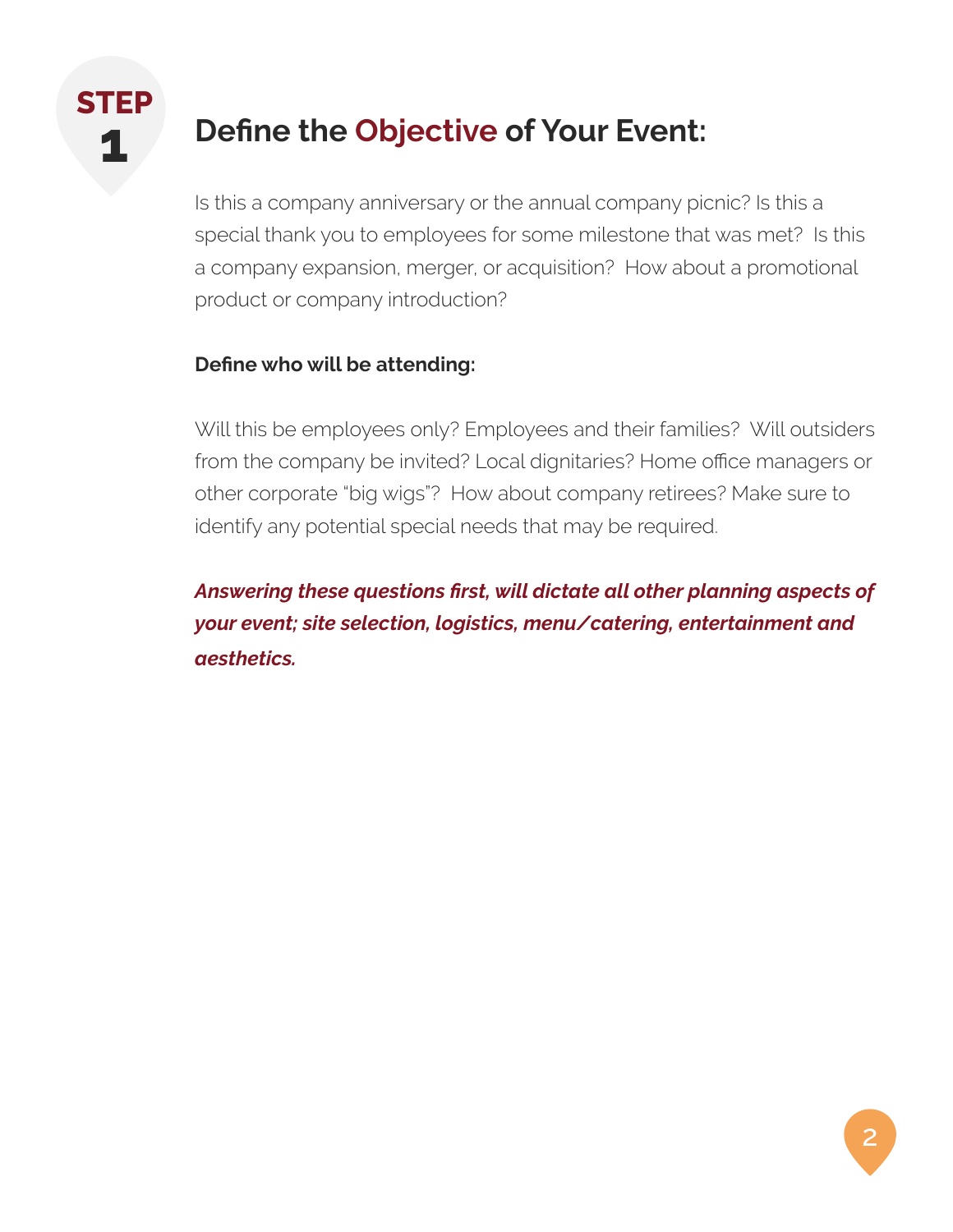# STEP 1

## Define the Objective of Your Event:

Is this a company anniversary or the annual company picnic? Is this a special thank you to employees for some milestone that was met? Is this a company expansion, merger, or acquisition? How about a promotional product or company introduction?

**Define who will be attending:**

Will this be employees only? Employees and their families? Will outsiders from the company be invited? Local dignitaries? Home office managers or other corporate "big wigs"? How about company retirees? Make sure to identify any potential special needs that may be required.

***Answering these questions first, will dictate all other planning aspects of your event; site selection, logistics, menu/catering, entertainment and aesthetics.***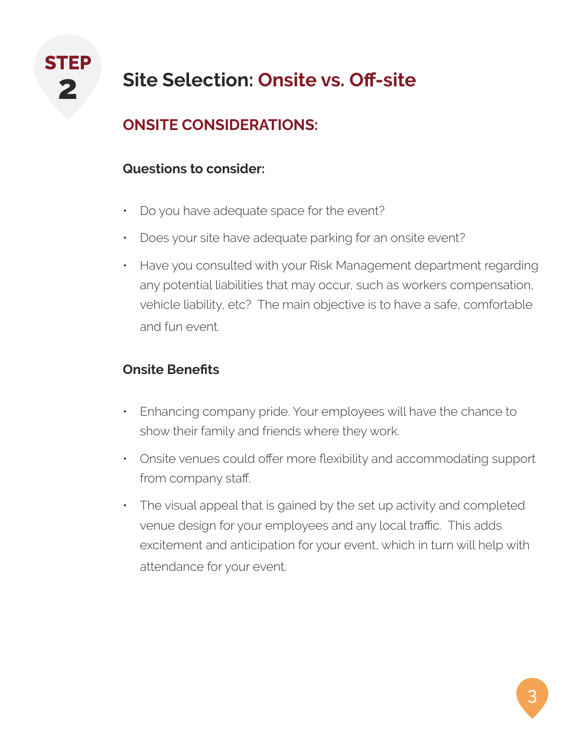STEP 2

# Site Selection: Onsite vs. Off-site

## ONSITE CONSIDERATIONS:

### Questions to consider:

- Do you have adequate space for the event?
- Does your site have adequate parking for an onsite event?
- Have you consulted with your Risk Management department regarding any potential liabilities that may occur, such as workers compensation, vehicle liability, etc? The main objective is to have a safe, comfortable and fun event.

### Onsite Benefits

- Enhancing company pride. Your employees will have the chance to show their family and friends where they work.
- Onsite venues could offer more flexibility and accommodating support from company staff.
- The visual appeal that is gained by the set up activity and completed venue design for your employees and any local traffic. This adds excitement and anticipation for your event, which in turn will help with attendance for your event.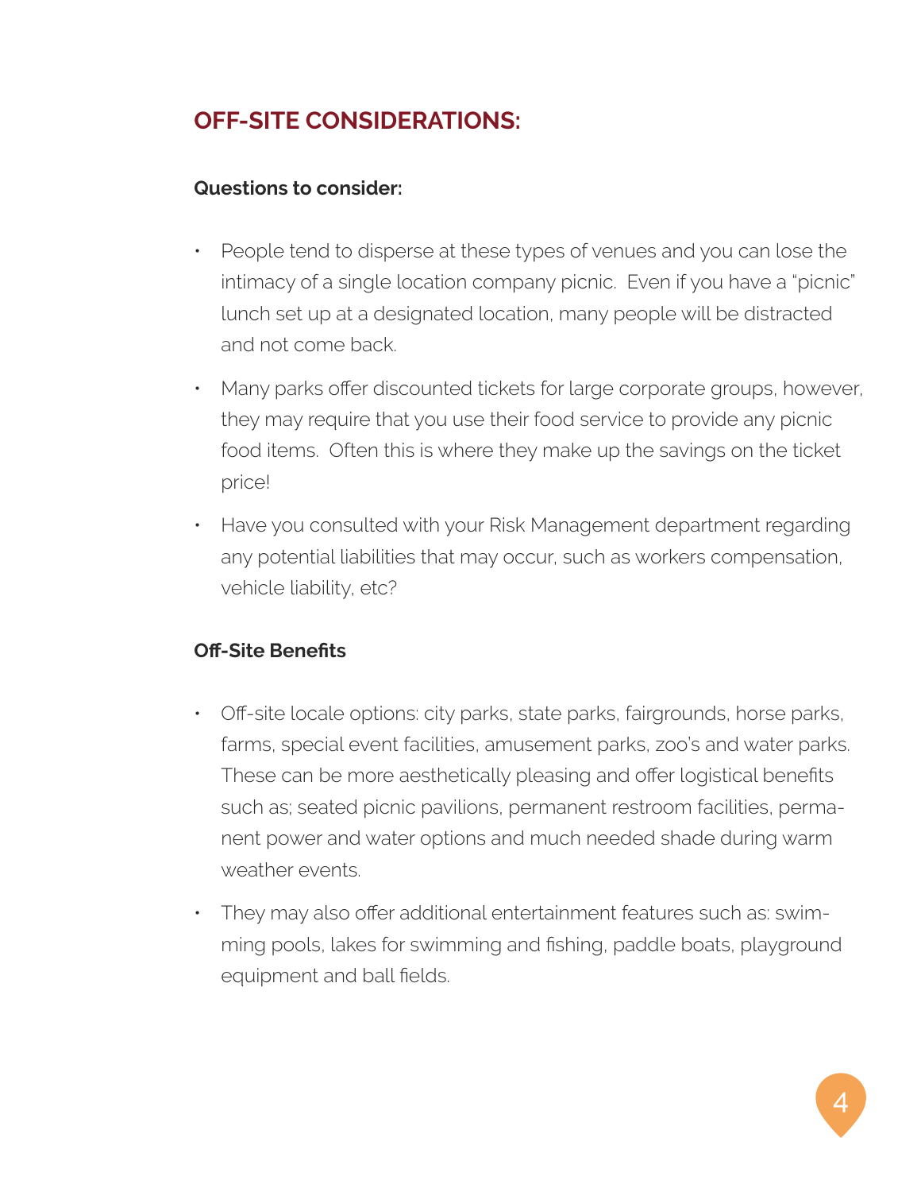## OFF-SITE CONSIDERATIONS:

**Questions to consider:**

- People tend to disperse at these types of venues and you can lose the intimacy of a single location company picnic. Even if you have a "picnic" lunch set up at a designated location, many people will be distracted and not come back.
- Many parks offer discounted tickets for large corporate groups, however, they may require that you use their food service to provide any picnic food items. Often this is where they make up the savings on the ticket price!
- Have you consulted with your Risk Management department regarding any potential liabilities that may occur, such as workers compensation, vehicle liability, etc?

**Off-Site Benefits**

- Off-site locale options: city parks, state parks, fairgrounds, horse parks, farms, special event facilities, amusement parks, zoo's and water parks. These can be more aesthetically pleasing and offer logistical benefits such as; seated picnic pavilions, permanent restroom facilities, permanent power and water options and much needed shade during warm weather events.
- They may also offer additional entertainment features such as: swimming pools, lakes for swimming and fishing, paddle boats, playground equipment and ball fields.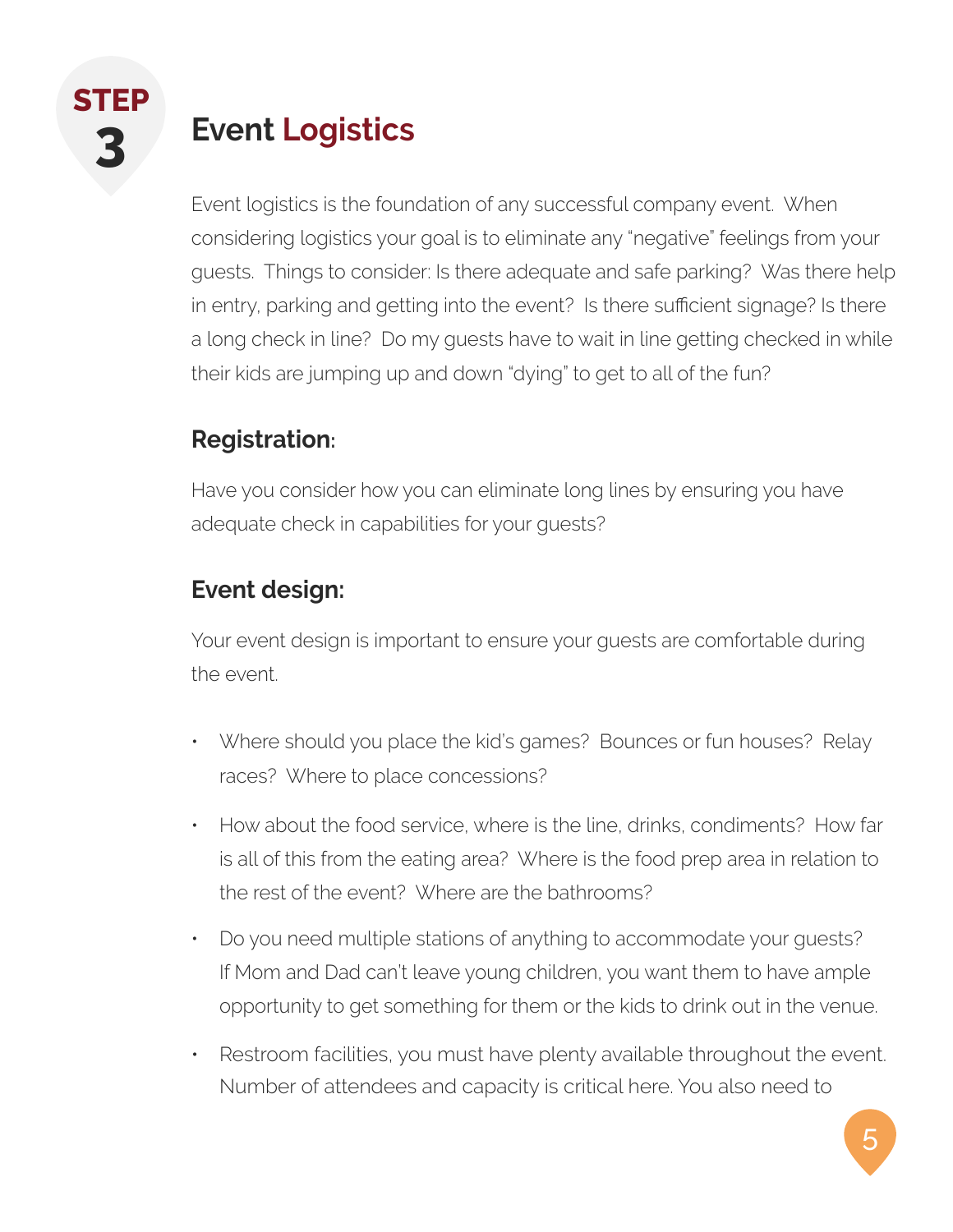# STEP 3 Event Logistics

Event logistics is the foundation of any successful company event. When considering logistics your goal is to eliminate any "negative" feelings from your guests. Things to consider: Is there adequate and safe parking? Was there help in entry, parking and getting into the event? Is there sufficient signage? Is there a long check in line? Do my guests have to wait in line getting checked in while their kids are jumping up and down "dying" to get to all of the fun?

## Registration:

Have you consider how you can eliminate long lines by ensuring you have adequate check in capabilities for your guests?

## Event design:

Your event design is important to ensure your guests are comfortable during the event.

- Where should you place the kid's games? Bounces or fun houses? Relay races? Where to place concessions?
- How about the food service, where is the line, drinks, condiments? How far is all of this from the eating area? Where is the food prep area in relation to the rest of the event? Where are the bathrooms?
- Do you need multiple stations of anything to accommodate your guests? If Mom and Dad can't leave young children, you want them to have ample opportunity to get something for them or the kids to drink out in the venue.
- Restroom facilities, you must have plenty available throughout the event. Number of attendees and capacity is critical here. You also need to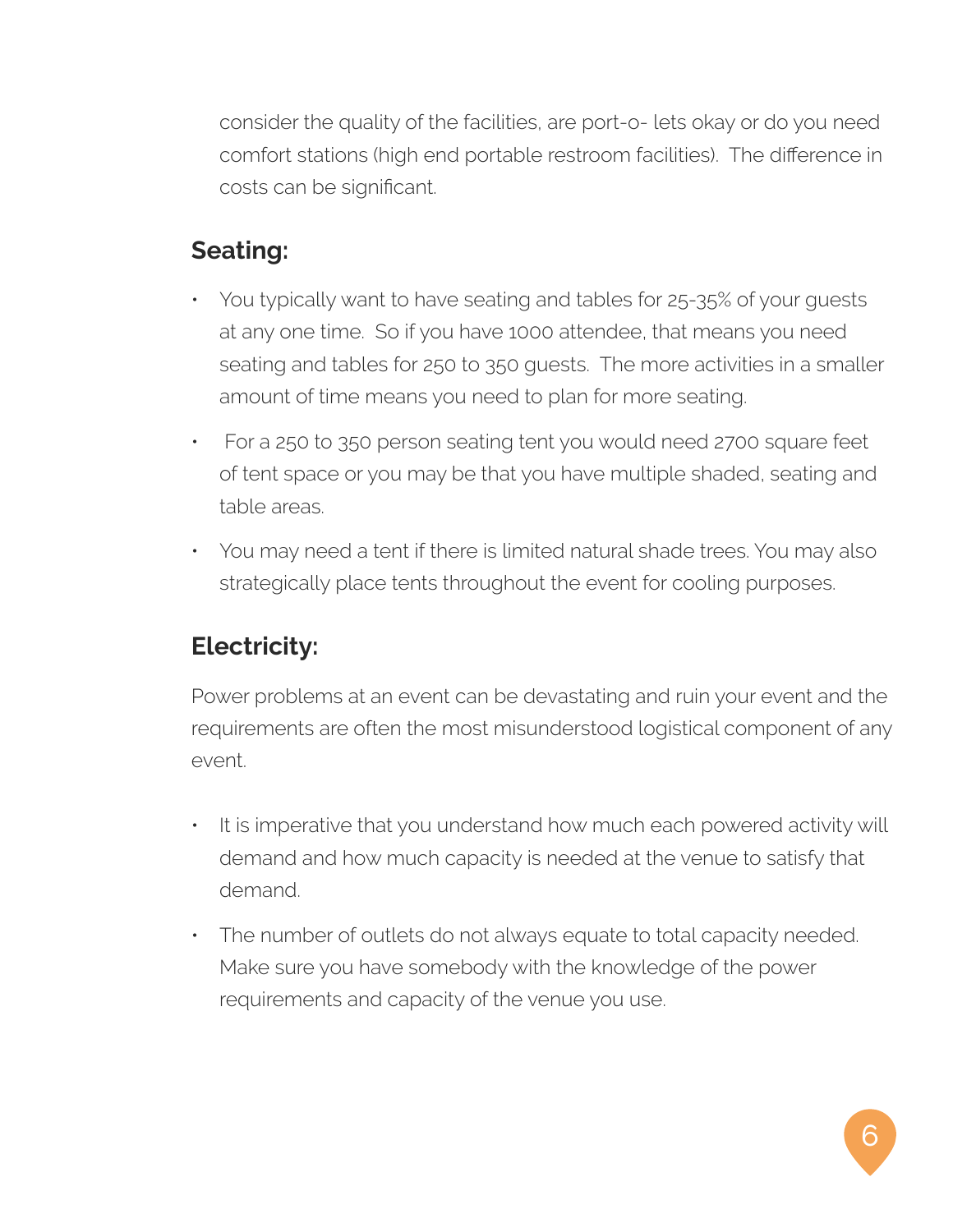consider the quality of the facilities, are port-o- lets okay or do you need comfort stations (high end portable restroom facilities). The difference in costs can be significant.

## Seating:

- You typically want to have seating and tables for 25-35% of your guests at any one time. So if you have 1000 attendee, that means you need seating and tables for 250 to 350 guests. The more activities in a smaller amount of time means you need to plan for more seating.
- For a 250 to 350 person seating tent you would need 2700 square feet of tent space or you may be that you have multiple shaded, seating and table areas.
- You may need a tent if there is limited natural shade trees. You may also strategically place tents throughout the event for cooling purposes.

## Electricity:

Power problems at an event can be devastating and ruin your event and the requirements are often the most misunderstood logistical component of any event.

- It is imperative that you understand how much each powered activity will demand and how much capacity is needed at the venue to satisfy that demand.
- The number of outlets do not always equate to total capacity needed. Make sure you have somebody with the knowledge of the power requirements and capacity of the venue you use.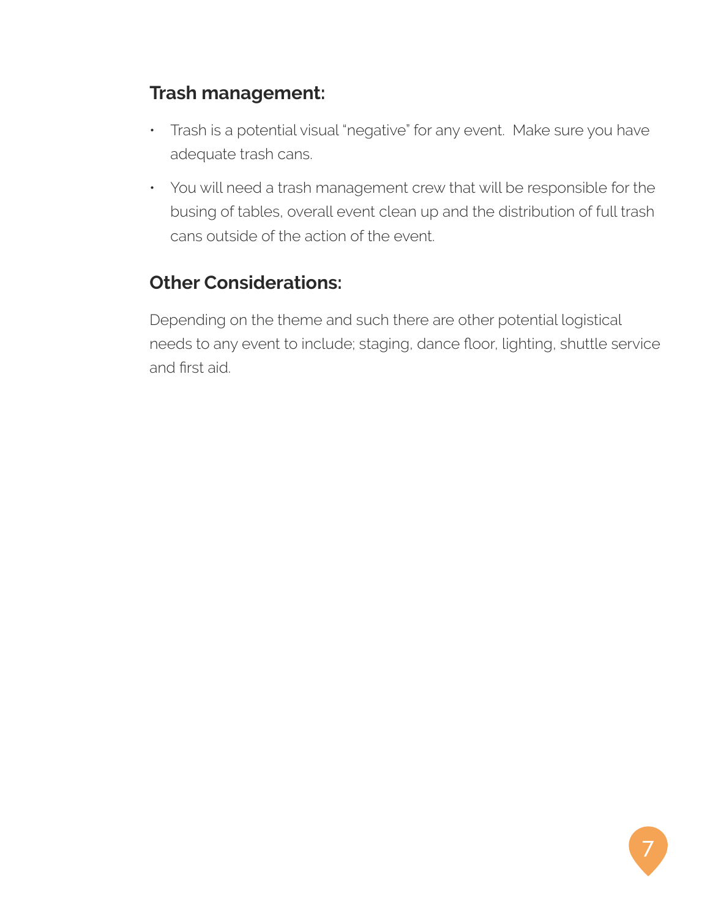## Trash management:

- Trash is a potential visual "negative" for any event. Make sure you have adequate trash cans.
- You will need a trash management crew that will be responsible for the busing of tables, overall event clean up and the distribution of full trash cans outside of the action of the event.

## Other Considerations:

Depending on the theme and such there are other potential logistical needs to any event to include; staging, dance floor, lighting, shuttle service and first aid.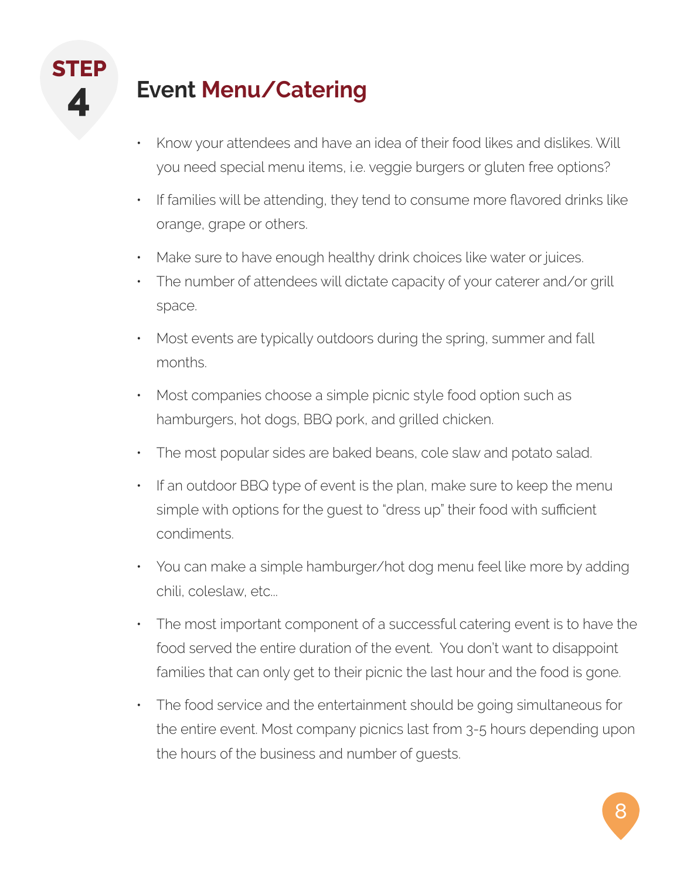# STEP 4

## Event Menu/Catering

- Know your attendees and have an idea of their food likes and dislikes. Will you need special menu items, i.e. veggie burgers or gluten free options?
- If families will be attending, they tend to consume more flavored drinks like orange, grape or others.
- Make sure to have enough healthy drink choices like water or juices.
- The number of attendees will dictate capacity of your caterer and/or grill space.
- Most events are typically outdoors during the spring, summer and fall months.
- Most companies choose a simple picnic style food option such as hamburgers, hot dogs, BBQ pork, and grilled chicken.
- The most popular sides are baked beans, cole slaw and potato salad.
- If an outdoor BBQ type of event is the plan, make sure to keep the menu simple with options for the guest to "dress up" their food with sufficient condiments.
- You can make a simple hamburger/hot dog menu feel like more by adding chili, coleslaw, etc...
- The most important component of a successful catering event is to have the food served the entire duration of the event. You don't want to disappoint families that can only get to their picnic the last hour and the food is gone.
- The food service and the entertainment should be going simultaneous for the entire event. Most company picnics last from 3-5 hours depending upon the hours of the business and number of guests.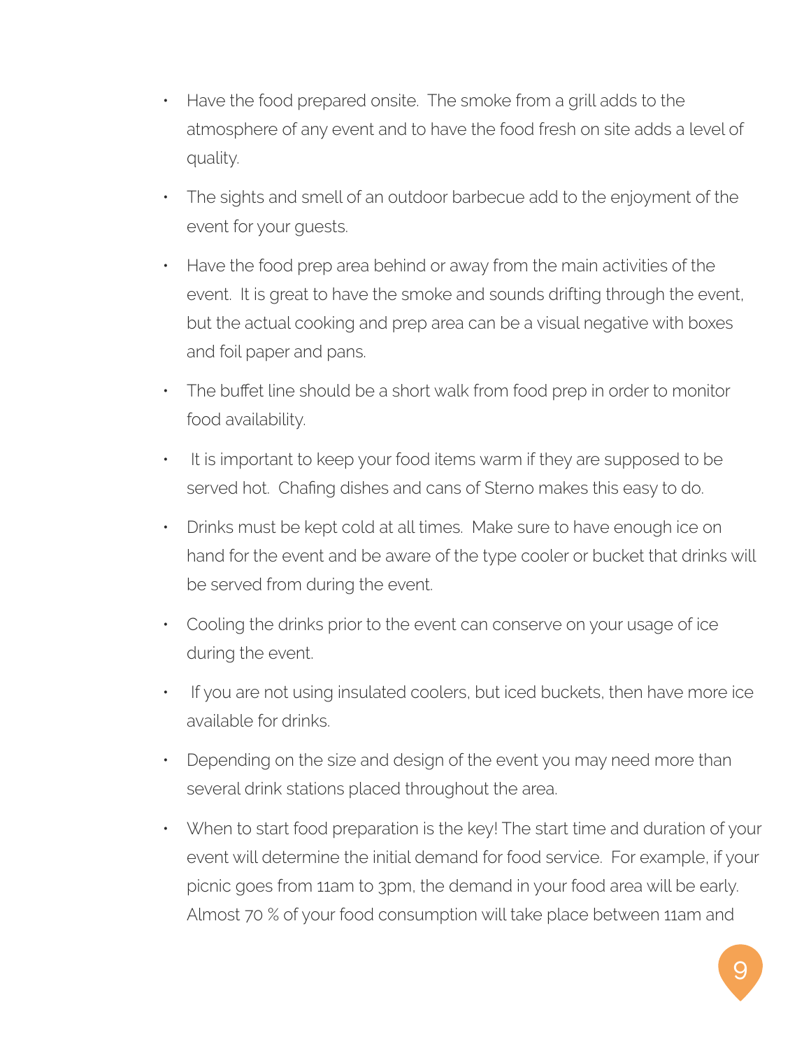- Have the food prepared onsite. The smoke from a grill adds to the atmosphere of any event and to have the food fresh on site adds a level of quality.
- The sights and smell of an outdoor barbecue add to the enjoyment of the event for your guests.
- Have the food prep area behind or away from the main activities of the event. It is great to have the smoke and sounds drifting through the event, but the actual cooking and prep area can be a visual negative with boxes and foil paper and pans.
- The buffet line should be a short walk from food prep in order to monitor food availability.
- It is important to keep your food items warm if they are supposed to be served hot. Chafing dishes and cans of Sterno makes this easy to do.
- Drinks must be kept cold at all times. Make sure to have enough ice on hand for the event and be aware of the type cooler or bucket that drinks will be served from during the event.
- Cooling the drinks prior to the event can conserve on your usage of ice during the event.
- If you are not using insulated coolers, but iced buckets, then have more ice available for drinks.
- Depending on the size and design of the event you may need more than several drink stations placed throughout the area.
- When to start food preparation is the key! The start time and duration of your event will determine the initial demand for food service. For example, if your picnic goes from 11am to 3pm, the demand in your food area will be early. Almost 70 % of your food consumption will take place between 11am and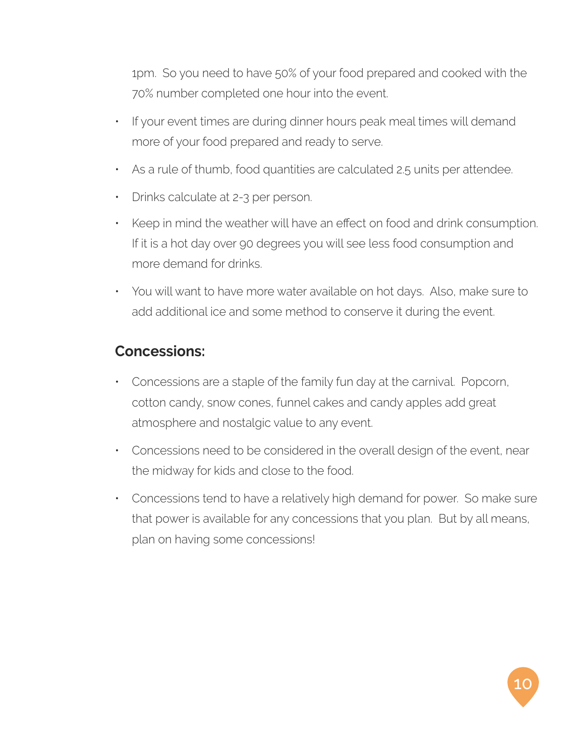1pm. So you need to have 50% of your food prepared and cooked with the 70% number completed one hour into the event.

- If your event times are during dinner hours peak meal times will demand more of your food prepared and ready to serve.
- As a rule of thumb, food quantities are calculated 2.5 units per attendee.
- Drinks calculate at 2-3 per person.
- Keep in mind the weather will have an effect on food and drink consumption. If it is a hot day over 90 degrees you will see less food consumption and more demand for drinks.
- You will want to have more water available on hot days. Also, make sure to add additional ice and some method to conserve it during the event.

## Concessions:

- Concessions are a staple of the family fun day at the carnival. Popcorn, cotton candy, snow cones, funnel cakes and candy apples add great atmosphere and nostalgic value to any event.
- Concessions need to be considered in the overall design of the event, near the midway for kids and close to the food.
- Concessions tend to have a relatively high demand for power. So make sure that power is available for any concessions that you plan. But by all means, plan on having some concessions!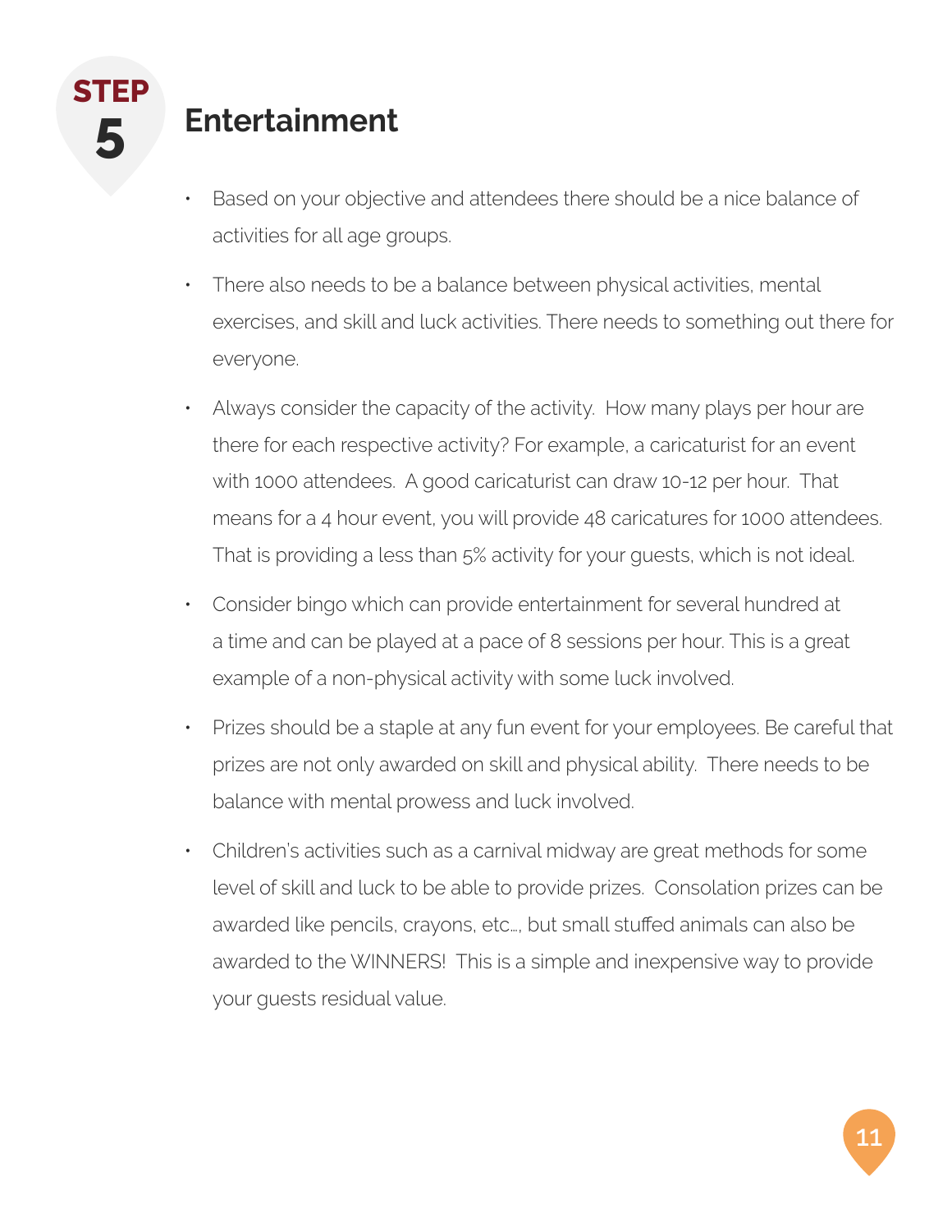## STEP 5

# Entertainment

- Based on your objective and attendees there should be a nice balance of activities for all age groups.
- There also needs to be a balance between physical activities, mental exercises, and skill and luck activities. There needs to something out there for everyone.
- Always consider the capacity of the activity. How many plays per hour are there for each respective activity? For example, a caricaturist for an event with 1000 attendees. A good caricaturist can draw 10-12 per hour. That means for a 4 hour event, you will provide 48 caricatures for 1000 attendees. That is providing a less than 5% activity for your guests, which is not ideal.
- Consider bingo which can provide entertainment for several hundred at a time and can be played at a pace of 8 sessions per hour. This is a great example of a non-physical activity with some luck involved.
- Prizes should be a staple at any fun event for your employees. Be careful that prizes are not only awarded on skill and physical ability. There needs to be balance with mental prowess and luck involved.
- Children's activities such as a carnival midway are great methods for some level of skill and luck to be able to provide prizes. Consolation prizes can be awarded like pencils, crayons, etc…, but small stuffed animals can also be awarded to the WINNERS! This is a simple and inexpensive way to provide your guests residual value.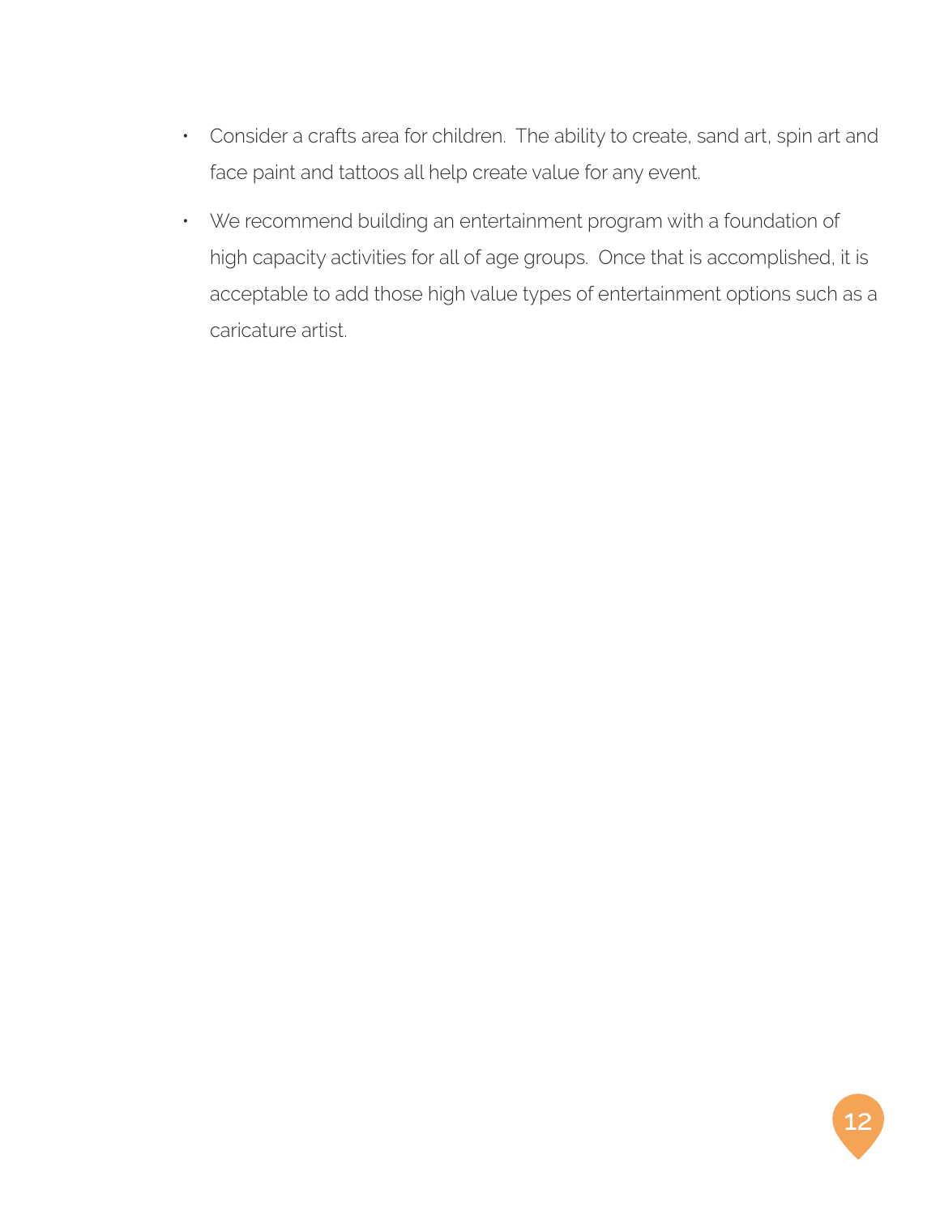- Consider a crafts area for children. The ability to create, sand art, spin art and face paint and tattoos all help create value for any event.
- We recommend building an entertainment program with a foundation of high capacity activities for all of age groups. Once that is accomplished, it is acceptable to add those high value types of entertainment options such as a caricature artist.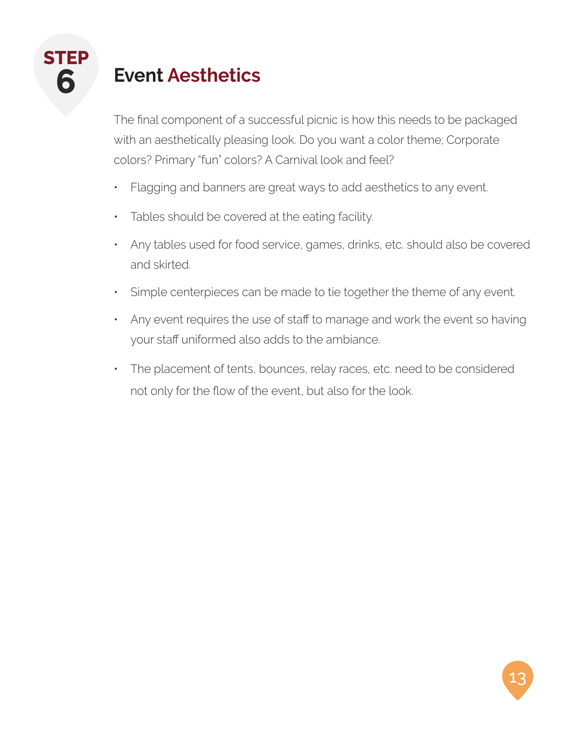## STEP 6 Event Aesthetics

The final component of a successful picnic is how this needs to be packaged with an aesthetically pleasing look. Do you want a color theme; Corporate colors? Primary "fun" colors? A Carnival look and feel?

- Flagging and banners are great ways to add aesthetics to any event.
- Tables should be covered at the eating facility.
- Any tables used for food service, games, drinks, etc. should also be covered and skirted.
- Simple centerpieces can be made to tie together the theme of any event.
- Any event requires the use of staff to manage and work the event so having your staff uniformed also adds to the ambiance.
- The placement of tents, bounces, relay races, etc. need to be considered not only for the flow of the event, but also for the look.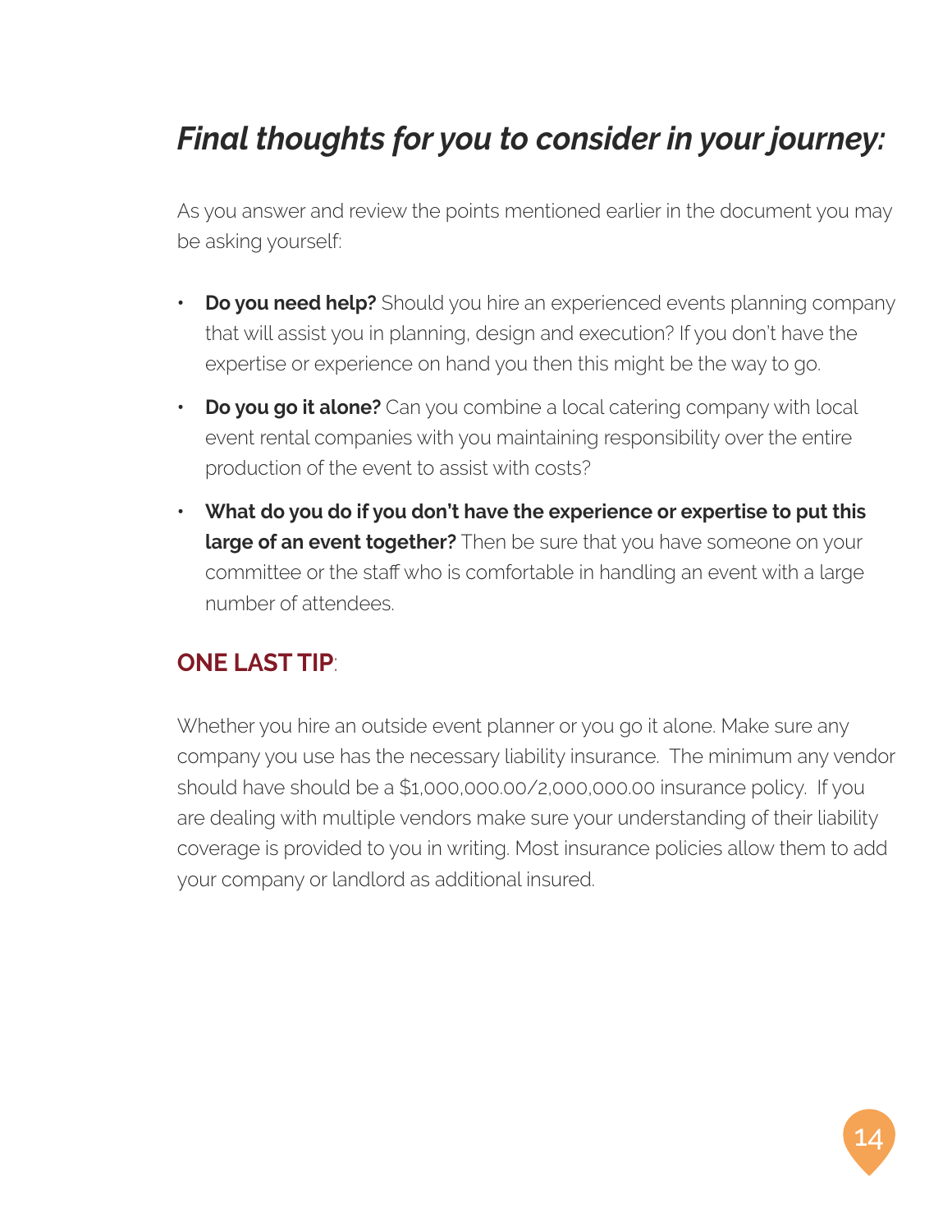## *Final thoughts for you to consider in your journey:*

As you answer and review the points mentioned earlier in the document you may be asking yourself:

- **Do you need help?** Should you hire an experienced events planning company that will assist you in planning, design and execution? If you don't have the expertise or experience on hand you then this might be the way to go.
- **Do you go it alone?** Can you combine a local catering company with local event rental companies with you maintaining responsibility over the entire production of the event to assist with costs?
- **What do you do if you don't have the experience or expertise to put this large of an event together?** Then be sure that you have someone on your committee or the staff who is comfortable in handling an event with a large number of attendees.

### **ONE LAST TIP**:

Whether you hire an outside event planner or you go it alone. Make sure any company you use has the necessary liability insurance. The minimum any vendor should have should be a $1,000,000.00/2,000,000.00 insurance policy. If you are dealing with multiple vendors make sure your understanding of their liability coverage is provided to you in writing. Most insurance policies allow them to add your company or landlord as additional insured.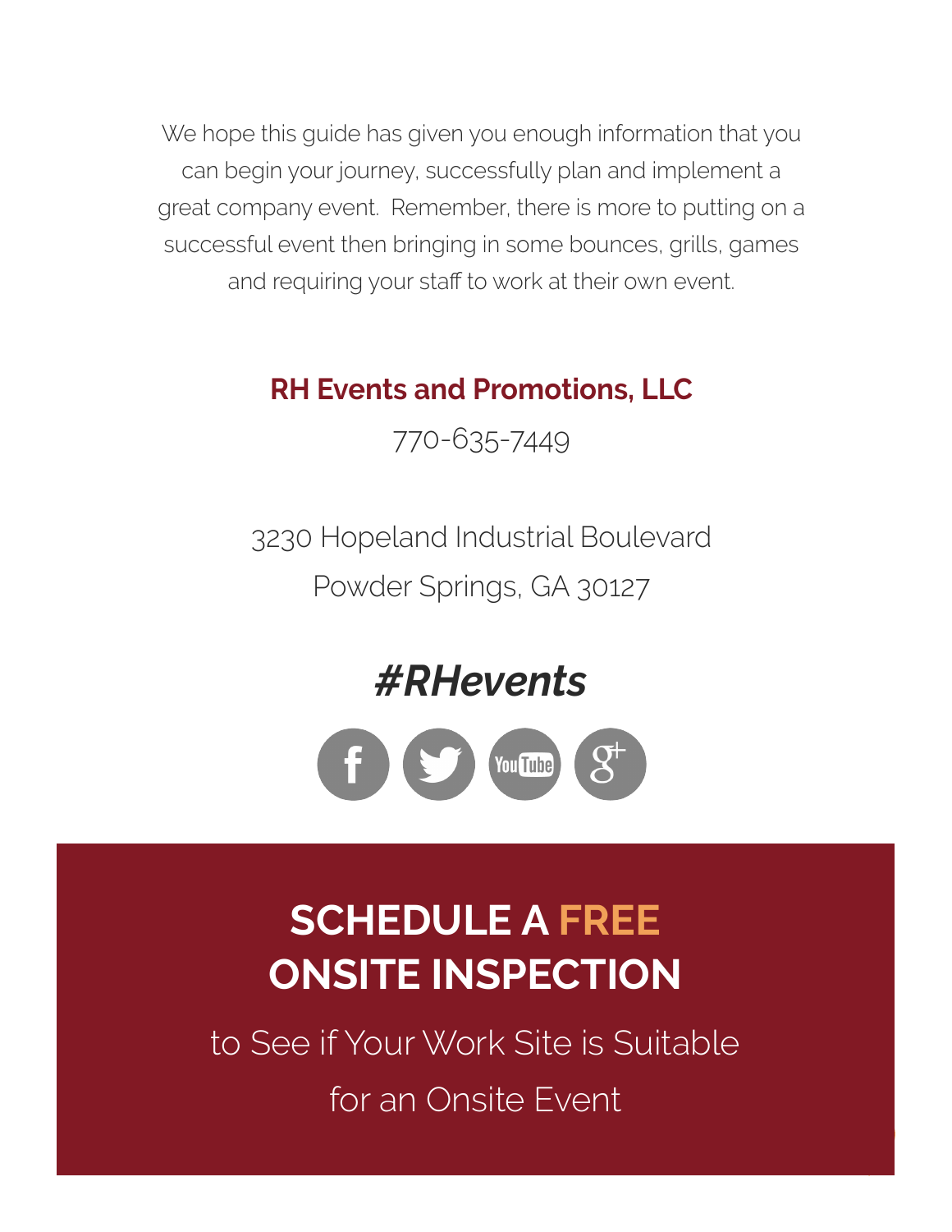We hope this guide has given you enough information that you can begin your journey, successfully plan and implement a great company event. Remember, there is more to putting on a successful event then bringing in some bounces, grills, games and requiring your staff to work at their own event.

**RH Events and Promotions, LLC**

770-635-7449

3230 Hopeland Industrial Boulevard
Powder Springs, GA 30127

***#RHevents***

## SCHEDULE A FREE ONSITE INSPECTION

to See if Your Work Site is Suitable for an Onsite Event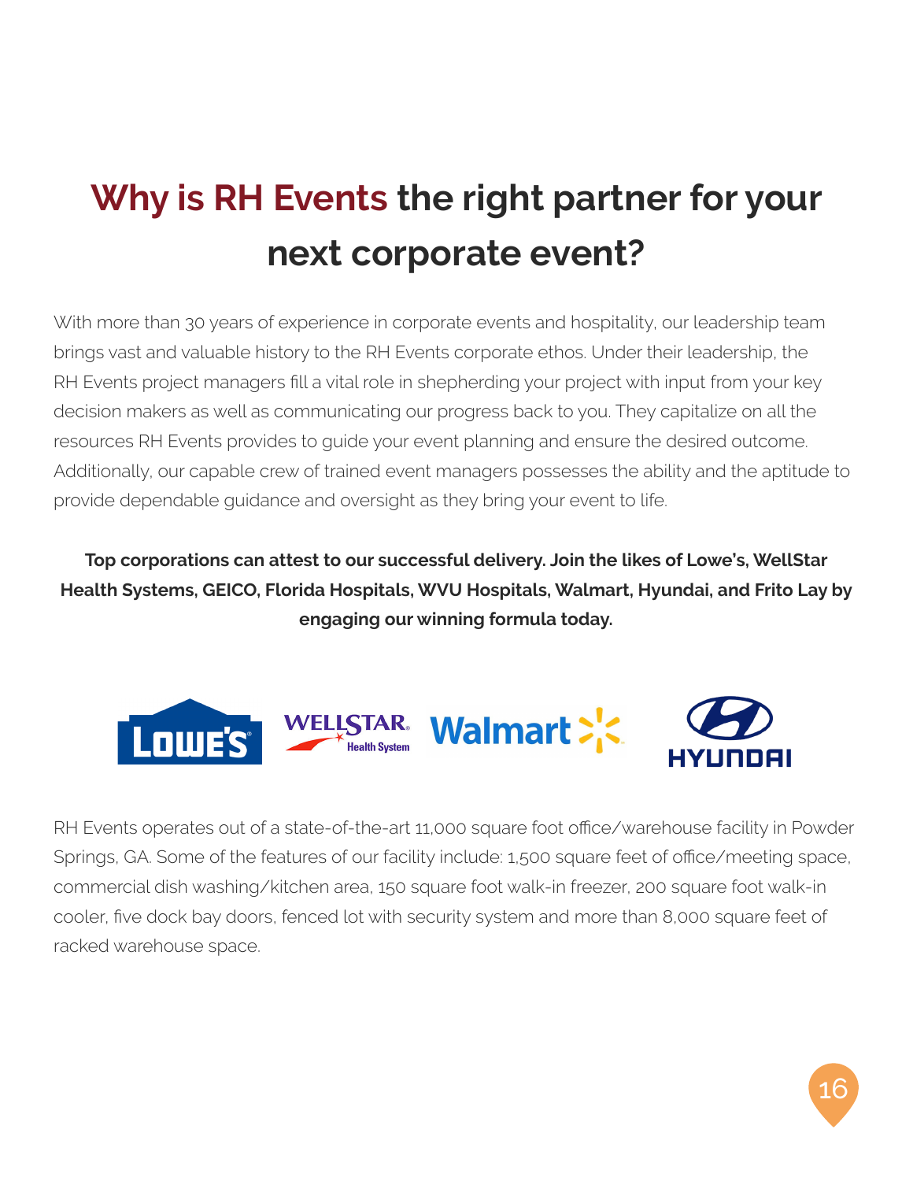# Why is RH Events the right partner for your next corporate event?

With more than 30 years of experience in corporate events and hospitality, our leadership team brings vast and valuable history to the RH Events corporate ethos. Under their leadership, the RH Events project managers fill a vital role in shepherding your project with input from your key decision makers as well as communicating our progress back to you. They capitalize on all the resources RH Events provides to guide your event planning and ensure the desired outcome. Additionally, our capable crew of trained event managers possesses the ability and the aptitude to provide dependable guidance and oversight as they bring your event to life.

**Top corporations can attest to our successful delivery. Join the likes of Lowe's, WellStar Health Systems, GEICO, Florida Hospitals, WVU Hospitals, Walmart, Hyundai, and Frito Lay by engaging our winning formula today.**

RH Events operates out of a state-of-the-art 11,000 square foot office/warehouse facility in Powder Springs, GA. Some of the features of our facility include: 1,500 square feet of office/meeting space, commercial dish washing/kitchen area, 150 square foot walk-in freezer, 200 square foot walk-in cooler, five dock bay doors, fenced lot with security system and more than 8,000 square feet of racked warehouse space.